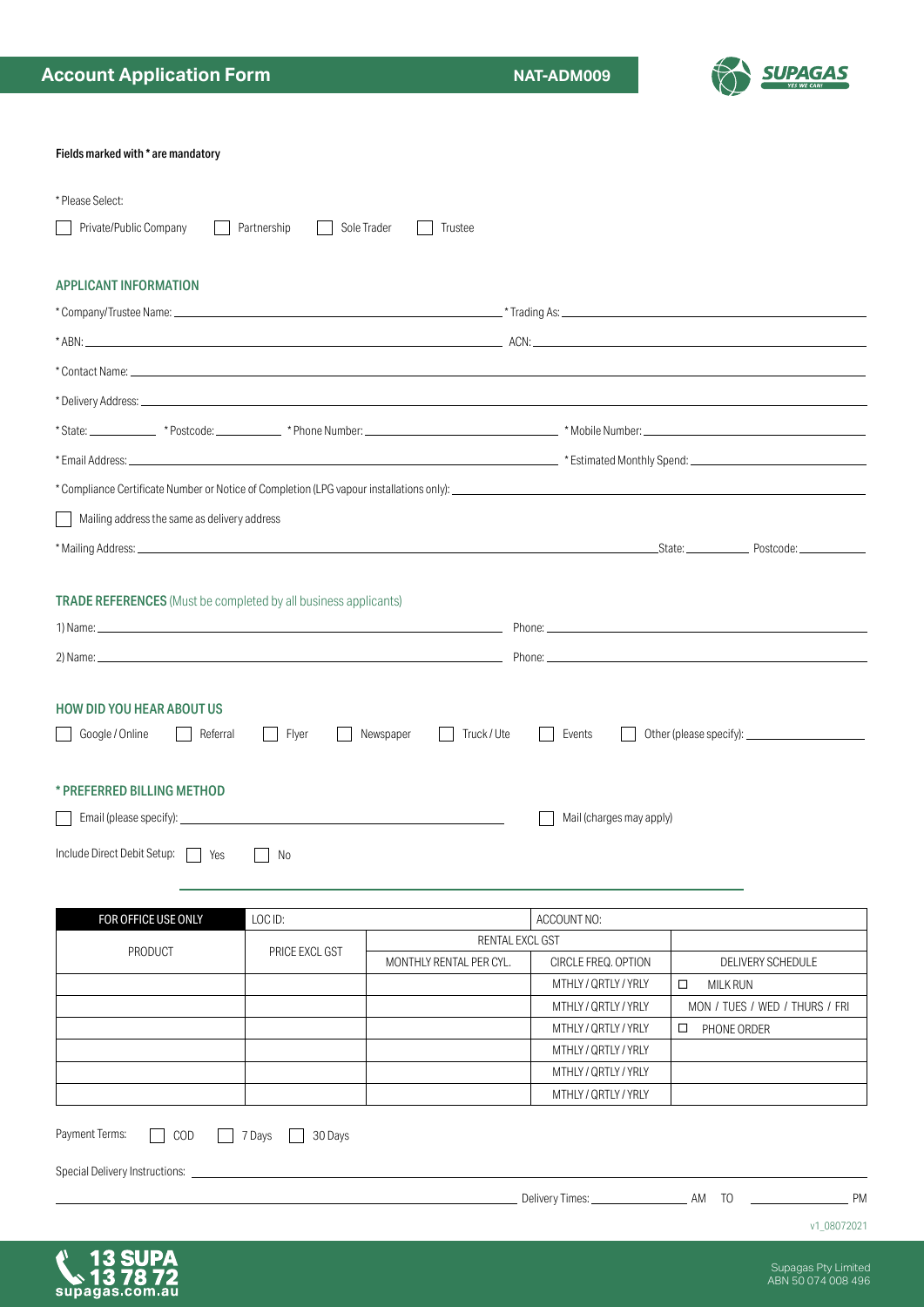# Account Application Form

NAT-ADM009

SUPAGAS

Fields marked with * are mandatory

* Please Select:

☐ Private/Public Company ☐ Partnership ☐ Sole Trader ☐ Trustee

## APPLICANT INFORMATION

* Company/Trustee Name: ______________________ * Trading As: ______________________

* ABN: ______________________ ACN: ______________________

* Contact Name: ______________________

* Delivery Address: ______________________

* State: __________ * Postcode: __________ * Phone Number: ______________________ * Mobile Number: ______________________

* Email Address: ______________________ * Estimated Monthly Spend: ______________________

* Compliance Certificate Number or Notice of Completion (LPG vapour installations only): ______________________

☐ Mailing address the same as delivery address

* Mailing Address: ______________________ State: __________ Postcode: __________

## TRADE REFERENCES (Must be completed by all business applicants)

1) Name: ______________________ Phone: ______________________

2) Name: ______________________ Phone: ______________________

## HOW DID YOU HEAR ABOUT US

☐ Google / Online ☐ Referral ☐ Flyer ☐ Newspaper ☐ Truck / Ute ☐ Events ☐ Other (please specify): __________

## * PREFERRED BILLING METHOD

☐ Email (please specify): ______________________ ☐ Mail (charges may apply)

Include Direct Debit Setup: ☐ Yes ☐ No

| FOR OFFICE USE ONLY | LOC ID: | | ACCOUNT NO: | |
|---|---|---|---|---|
| PRODUCT | PRICE EXCL GST | RENTAL EXCL GST | | |
| | | MONTHLY RENTAL PER CYL. | CIRCLE FREQ. OPTION | DELIVERY SCHEDULE |
| | | | MTHLY / QRTLY / YRLY | ☐ MILK RUN |
| | | | MTHLY / QRTLY / YRLY | MON / TUES / WED / THURS / FRI |
| | | | MTHLY / QRTLY / YRLY | ☐ PHONE ORDER |
| | | | MTHLY / QRTLY / YRLY | |
| | | | MTHLY / QRTLY / YRLY | |
| | | | MTHLY / QRTLY / YRLY | |

Payment Terms: ☐ COD ☐ 7 Days ☐ 30 Days

Special Delivery Instructions: ______________________

______________________ Delivery Times: __________ AM TO __________ PM

v1_08072021

13 SUPA 13 78 72 supagas.com.au

Supagas Pty Limited
ABN 50 074 008 496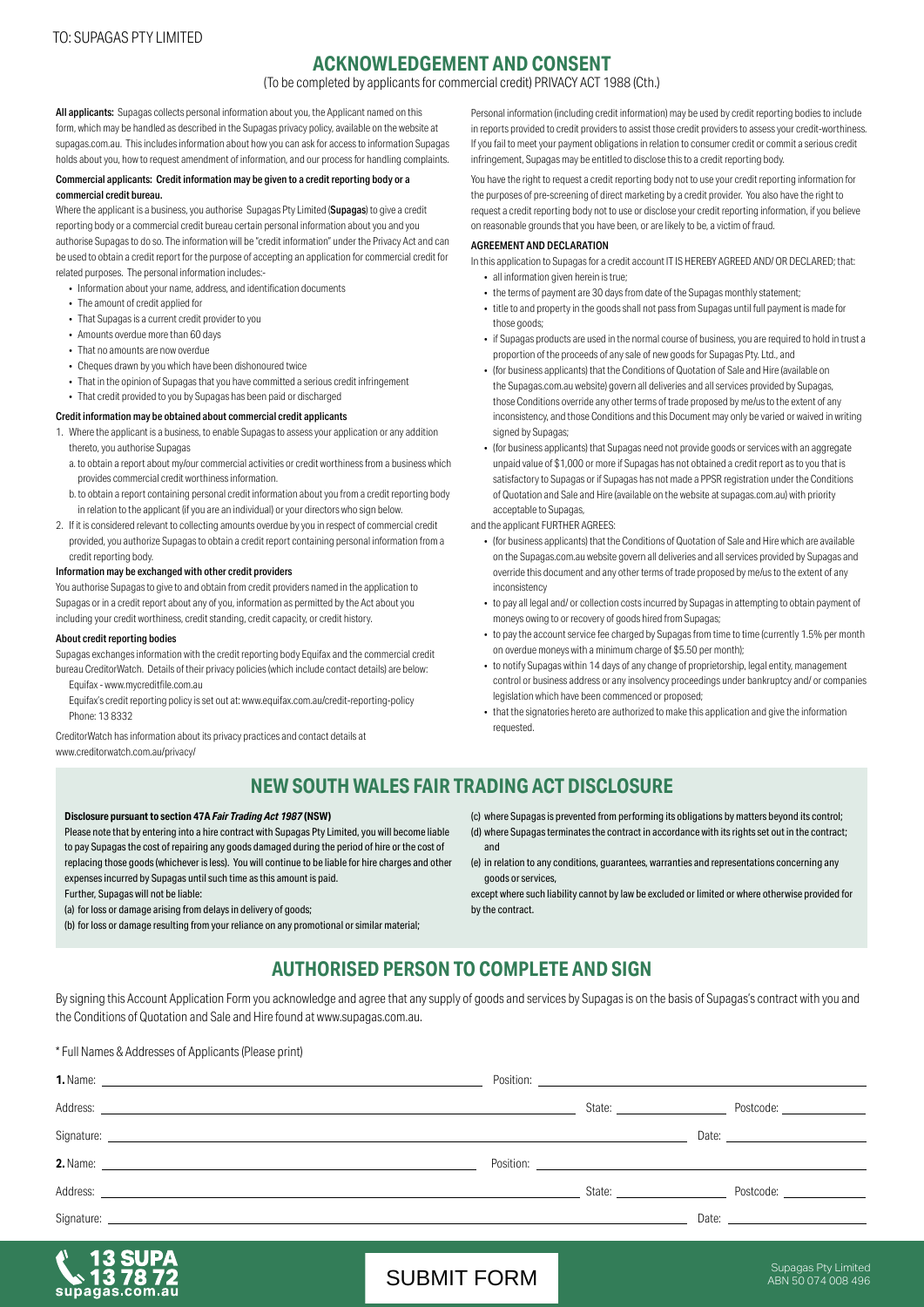TO: SUPAGAS PTY LIMITED

## ACKNOWLEDGEMENT AND CONSENT

(To be completed by applicants for commercial credit) PRIVACY ACT 1988 (Cth.)

**All applicants:** Supagas collects personal information about you, the Applicant named on this form, which may be handled as described in the Supagas privacy policy, available on the website at supagas.com.au. This includes information about how you can ask for access to information Supagas holds about you, how to request amendment of information, and our process for handling complaints.

**Commercial applicants: Credit information may be given to a credit reporting body or a commercial credit bureau.**

Where the applicant is a business, you authorise Supagas Pty Limited (**Supagas**) to give a credit reporting body or a commercial credit bureau certain personal information about you and you authorise Supagas to do so. The information will be "credit information" under the Privacy Act and can be used to obtain a credit report for the purpose of accepting an application for commercial credit for related purposes. The personal information includes:-

- Information about your name, address, and identification documents
- The amount of credit applied for
- That Supagas is a current credit provider to you
- Amounts overdue more than 60 days
- That no amounts are now overdue
- Cheques drawn by you which have been dishonoured twice
- That in the opinion of Supagas that you have committed a serious credit infringement
- That credit provided to you by Supagas has been paid or discharged

**Credit information may be obtained about commercial credit applicants**

1. Where the applicant is a business, to enable Supagas to assess your application or any addition thereto, you authorise Supagas
   a. to obtain a report about my/our commercial activities or credit worthiness from a business which provides commercial credit worthiness information.
   b. to obtain a report containing personal credit information about you from a credit reporting body in relation to the applicant (if you are an individual) or your directors who sign below.
2. If it is considered relevant to collecting amounts overdue by you in respect of commercial credit provided, you authorize Supagas to obtain a credit report containing personal information from a credit reporting body.

**Information may be exchanged with other credit providers**

You authorise Supagas to give to and obtain from credit providers named in the application to Supagas or in a credit report about any of you, information as permitted by the Act about you including your credit worthiness, credit standing, credit capacity, or credit history.

**About credit reporting bodies**

Supagas exchanges information with the credit reporting body Equifax and the commercial credit bureau CreditorWatch. Details of their privacy policies (which include contact details) are below:

Equifax - www.mycreditfile.com.au

Equifax's credit reporting policy is set out at: www.equifax.com.au/credit-reporting-policy
Phone: 13 8332

CreditorWatch has information about its privacy practices and contact details at www.creditorwatch.com.au/privacy/

Personal information (including credit information) may be used by credit reporting bodies to include in reports provided to credit providers to assist those credit providers to assess your credit-worthiness. If you fail to meet your payment obligations in relation to consumer credit or commit a serious credit infringement, Supagas may be entitled to disclose this to a credit reporting body.

You have the right to request a credit reporting body not to use your credit reporting information for the purposes of pre-screening of direct marketing by a credit provider. You also have the right to request a credit reporting body not to use or disclose your credit reporting information, if you believe on reasonable grounds that you have been, or are likely to be, a victim of fraud.

**AGREEMENT AND DECLARATION**

In this application to Supagas for a credit account IT IS HEREBY AGREED AND/ OR DECLARED; that:

- all information given herein is true;
- the terms of payment are 30 days from date of the Supagas monthly statement;
- title to and property in the goods shall not pass from Supagas until full payment is made for those goods;
- if Supagas products are used in the normal course of business, you are required to hold in trust a proportion of the proceeds of any sale of new goods for Supagas Pty. Ltd., and
- (for business applicants) that the Conditions of Quotation of Sale and Hire (available on the Supagas.com.au website) govern all deliveries and all services provided by Supagas, those Conditions override any other terms of trade proposed by me/us to the extent of any inconsistency, and those Conditions and this Document may only be varied or waived in writing signed by Supagas;
- (for business applicants) that Supagas need not provide goods or services with an aggregate unpaid value of $1,000 or more if Supagas has not obtained a credit report as to you that is satisfactory to Supagas or if Supagas has not made a PPSR registration under the Conditions of Quotation and Sale and Hire (available on the website at supagas.com.au) with priority acceptable to Supagas,

and the applicant FURTHER AGREES:

- (for business applicants) that the Conditions of Quotation of Sale and Hire which are available on the Supagas.com.au website govern all deliveries and all services provided by Supagas and override this document and any other terms of trade proposed by me/us to the extent of any inconsistency
- to pay all legal and/ or collection costs incurred by Supagas in attempting to obtain payment of moneys owing to or recovery of goods hired from Supagas;
- to pay the account service fee charged by Supagas from time to time (currently 1.5% per month on overdue moneys with a minimum charge of $5.50 per month);
- to notify Supagas within 14 days of any change of proprietorship, legal entity, management control or business address or any insolvency proceedings under bankruptcy and/ or companies legislation which have been commenced or proposed;
- that the signatories hereto are authorized to make this application and give the information requested.

## NEW SOUTH WALES FAIR TRADING ACT DISCLOSURE

**Disclosure pursuant to section 47A *Fair Trading Act 1987* (NSW)**

Please note that by entering into a hire contract with Supagas Pty Limited, you will become liable to pay Supagas the cost of repairing any goods damaged during the period of hire or the cost of replacing those goods (whichever is less). You will continue to be liable for hire charges and other expenses incurred by Supagas until such time as this amount is paid.

Further, Supagas will not be liable:

(a) for loss or damage arising from delays in delivery of goods;
(b) for loss or damage resulting from your reliance on any promotional or similar material;
(c) where Supagas is prevented from performing its obligations by matters beyond its control;
(d) where Supagas terminates the contract in accordance with its rights set out in the contract; and
(e) in relation to any conditions, guarantees, warranties and representations concerning any goods or services,

except where such liability cannot by law be excluded or limited or where otherwise provided for by the contract.

## AUTHORISED PERSON TO COMPLETE AND SIGN

By signing this Account Application Form you acknowledge and agree that any supply of goods and services by Supagas is on the basis of Supagas's contract with you and the Conditions of Quotation and Sale and Hire found at www.supagas.com.au.

\* Full Names & Addresses of Applicants (Please print)

**1.** Name: ____________________ Position: ____________________

Address: ____________________ State: __________ Postcode: __________

Signature: ____________________ Date: __________

**2.** Name: ____________________ Position: ____________________

Address: ____________________ State: __________ Postcode: __________

Signature: ____________________ Date: __________

13 SUPA
13 78 72
supagas.com.au

SUBMIT FORM

Supagas Pty Limited
ABN 50 074 008 496